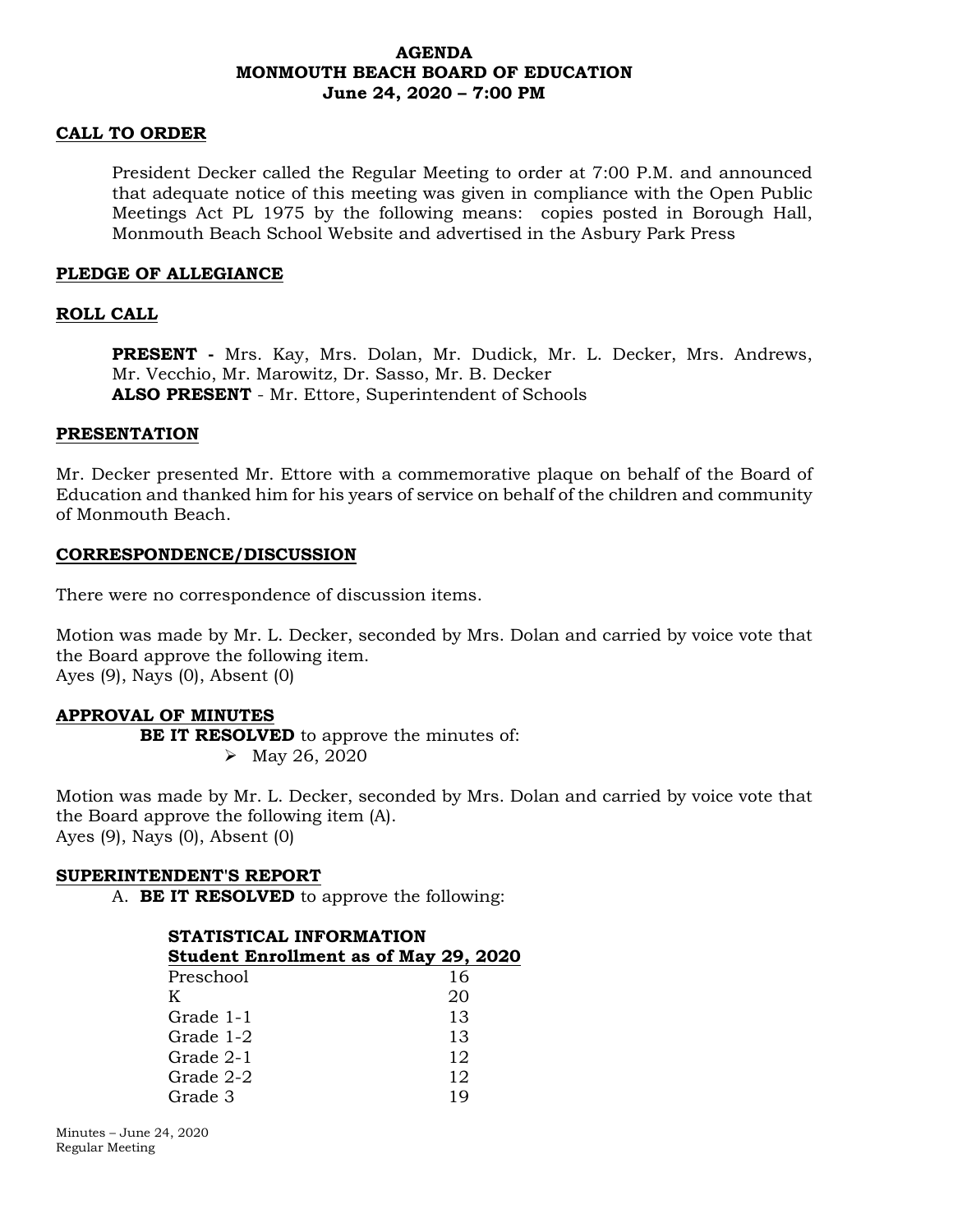**AGENDA**
**MONMOUTH BEACH BOARD OF EDUCATION**
**June 24, 2020 – 7:00 PM**

## CALL TO ORDER

President Decker called the Regular Meeting to order at 7:00 P.M. and announced that adequate notice of this meeting was given in compliance with the Open Public Meetings Act PL 1975 by the following means: copies posted in Borough Hall, Monmouth Beach School Website and advertised in the Asbury Park Press

## PLEDGE OF ALLEGIANCE

## ROLL CALL

**PRESENT -** Mrs. Kay, Mrs. Dolan, Mr. Dudick, Mr. L. Decker, Mrs. Andrews, Mr. Vecchio, Mr. Marowitz, Dr. Sasso, Mr. B. Decker
**ALSO PRESENT** - Mr. Ettore, Superintendent of Schools

## PRESENTATION

Mr. Decker presented Mr. Ettore with a commemorative plaque on behalf of the Board of Education and thanked him for his years of service on behalf of the children and community of Monmouth Beach.

## CORRESPONDENCE/DISCUSSION

There were no correspondence of discussion items.

Motion was made by Mr. L. Decker, seconded by Mrs. Dolan and carried by voice vote that the Board approve the following item.
Ayes (9), Nays (0), Absent (0)

## APPROVAL OF MINUTES

**BE IT RESOLVED** to approve the minutes of:

- May 26, 2020

Motion was made by Mr. L. Decker, seconded by Mrs. Dolan and carried by voice vote that the Board approve the following item (A).
Ayes (9), Nays (0), Absent (0)

## SUPERINTENDENT'S REPORT

A. **BE IT RESOLVED** to approve the following:

**STATISTICAL INFORMATION**
**Student Enrollment as of May 29, 2020**

| | |
|---|---|
| Preschool | 16 |
| K | 20 |
| Grade 1-1 | 13 |
| Grade 1-2 | 13 |
| Grade 2-1 | 12 |
| Grade 2-2 | 12 |
| Grade 3 | 19 |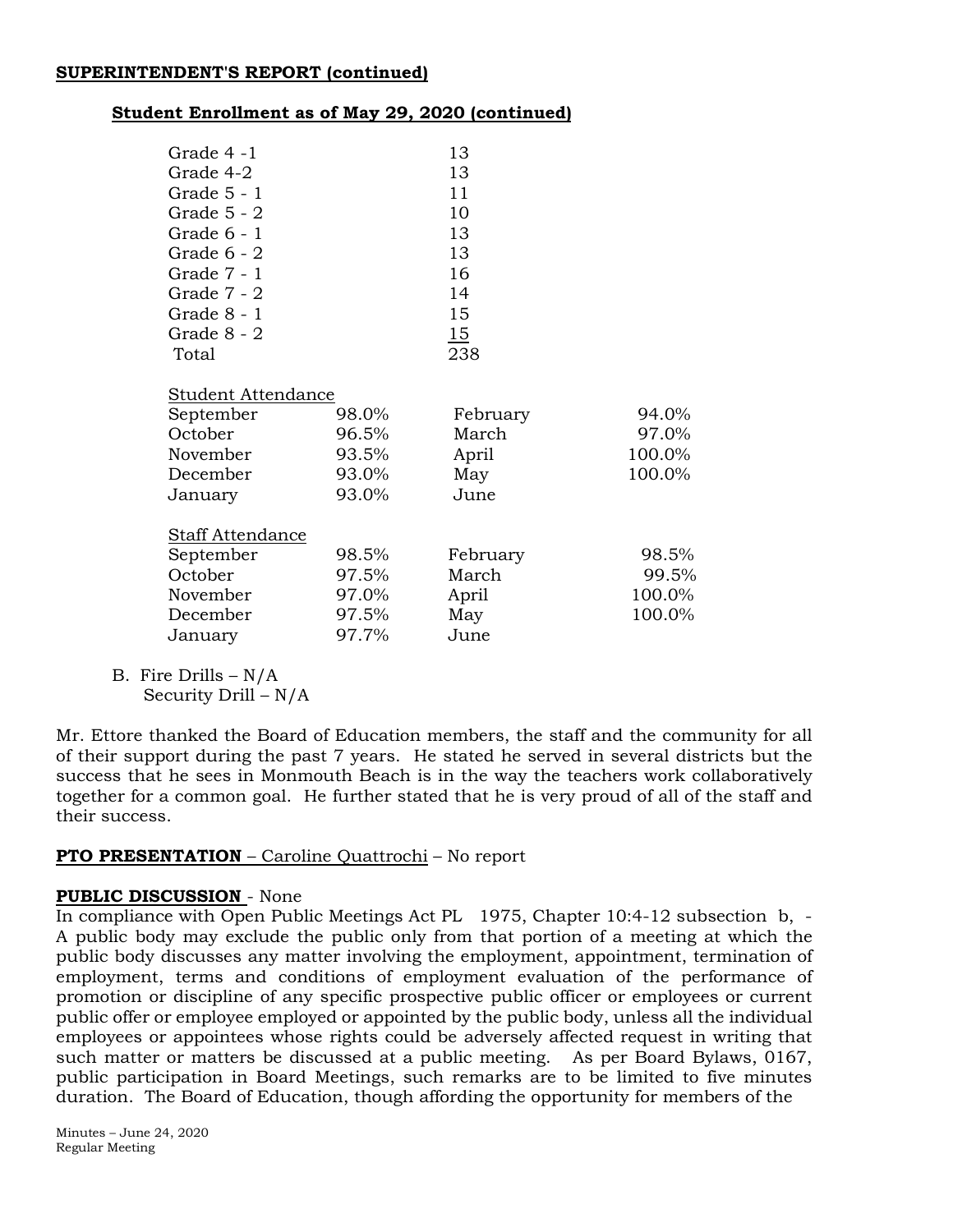**SUPERINTENDENT'S REPORT (continued)**

**Student Enrollment as of May 29, 2020 (continued)**

| | |
|---|---|
| Grade 4 -1 | 13 |
| Grade 4-2 | 13 |
| Grade 5 - 1 | 11 |
| Grade 5 - 2 | 10 |
| Grade 6 - 1 | 13 |
| Grade 6 - 2 | 13 |
| Grade 7 - 1 | 16 |
| Grade 7 - 2 | 14 |
| Grade 8 - 1 | 15 |
| Grade 8 - 2 | 15 |
| Total | 238 |

Student Attendance

| | | | |
|---|---|---|---|
| September | 98.0% | February | 94.0% |
| October | 96.5% | March | 97.0% |
| November | 93.5% | April | 100.0% |
| December | 93.0% | May | 100.0% |
| January | 93.0% | June | |

Staff Attendance

| | | | |
|---|---|---|---|
| September | 98.5% | February | 98.5% |
| October | 97.5% | March | 99.5% |
| November | 97.0% | April | 100.0% |
| December | 97.5% | May | 100.0% |
| January | 97.7% | June | |

B. Fire Drills – N/A
   Security Drill – N/A

Mr. Ettore thanked the Board of Education members, the staff and the community for all of their support during the past 7 years. He stated he served in several districts but the success that he sees in Monmouth Beach is in the way the teachers work collaboratively together for a common goal. He further stated that he is very proud of all of the staff and their success.

**PTO PRESENTATION** – Caroline Quattrochi – No report

**PUBLIC DISCUSSION** - None

In compliance with Open Public Meetings Act PL 1975, Chapter 10:4-12 subsection b, - A public body may exclude the public only from that portion of a meeting at which the public body discusses any matter involving the employment, appointment, termination of employment, terms and conditions of employment evaluation of the performance of promotion or discipline of any specific prospective public officer or employees or current public offer or employee employed or appointed by the public body, unless all the individual employees or appointees whose rights could be adversely affected request in writing that such matter or matters be discussed at a public meeting. As per Board Bylaws, 0167, public participation in Board Meetings, such remarks are to be limited to five minutes duration. The Board of Education, though affording the opportunity for members of the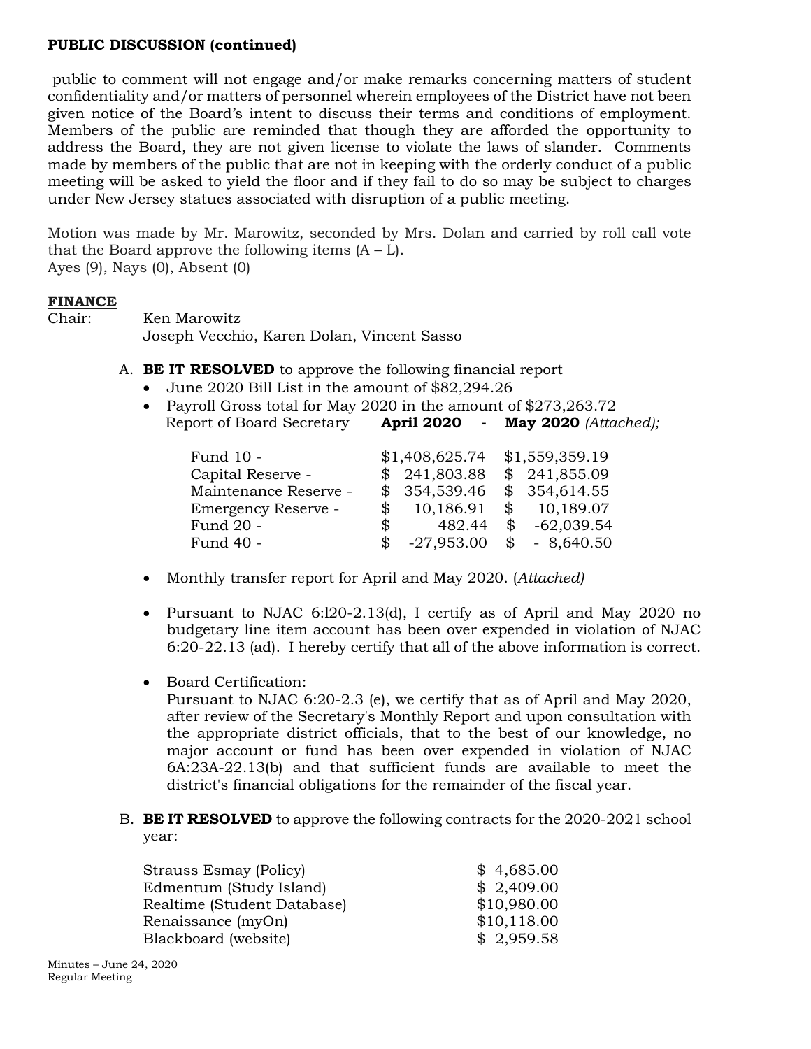**PUBLIC DISCUSSION (continued)**

public to comment will not engage and/or make remarks concerning matters of student confidentiality and/or matters of personnel wherein employees of the District have not been given notice of the Board's intent to discuss their terms and conditions of employment. Members of the public are reminded that though they are afforded the opportunity to address the Board, they are not given license to violate the laws of slander. Comments made by members of the public that are not in keeping with the orderly conduct of a public meeting will be asked to yield the floor and if they fail to do so may be subject to charges under New Jersey statues associated with disruption of a public meeting.

Motion was made by Mr. Marowitz, seconded by Mrs. Dolan and carried by roll call vote that the Board approve the following items (A – L).
Ayes (9), Nays (0), Absent (0)

**FINANCE**

Chair: Ken Marowitz
Joseph Vecchio, Karen Dolan, Vincent Sasso

A. **BE IT RESOLVED** to approve the following financial report
   - June 2020 Bill List in the amount of $82,294.26
   - Payroll Gross total for May 2020 in the amount of $273,263.72
     Report of Board Secretary **April 2020 - May 2020** *(Attached);*

| | April 2020 | May 2020 |
|---|---|---|
| Fund 10 - | $1,408,625.74 | $1,559,359.19 |
| Capital Reserve - | $ 241,803.88 | $ 241,855.09 |
| Maintenance Reserve - | $ 354,539.46 | $ 354,614.55 |
| Emergency Reserve - | $ 10,186.91 | $ 10,189.07 |
| Fund 20 - | $ 482.44 | $ -62,039.54 |
| Fund 40 - | $ -27,953.00 | $ - 8,640.50 |

   - Monthly transfer report for April and May 2020. (*Attached)*
   - Pursuant to NJAC 6:l20-2.13(d), I certify as of April and May 2020 no budgetary line item account has been over expended in violation of NJAC 6:20-22.13 (ad). I hereby certify that all of the above information is correct.
   - Board Certification:
     Pursuant to NJAC 6:20-2.3 (e), we certify that as of April and May 2020, after review of the Secretary's Monthly Report and upon consultation with the appropriate district officials, that to the best of our knowledge, no major account or fund has been over expended in violation of NJAC 6A:23A-22.13(b) and that sufficient funds are available to meet the district's financial obligations for the remainder of the fiscal year.

B. **BE IT RESOLVED** to approve the following contracts for the 2020-2021 school year:

| | |
|---|---|
| Strauss Esmay (Policy) | $ 4,685.00 |
| Edmentum (Study Island) | $ 2,409.00 |
| Realtime (Student Database) | $10,980.00 |
| Renaissance (myOn) | $10,118.00 |
| Blackboard (website) | $ 2,959.58 |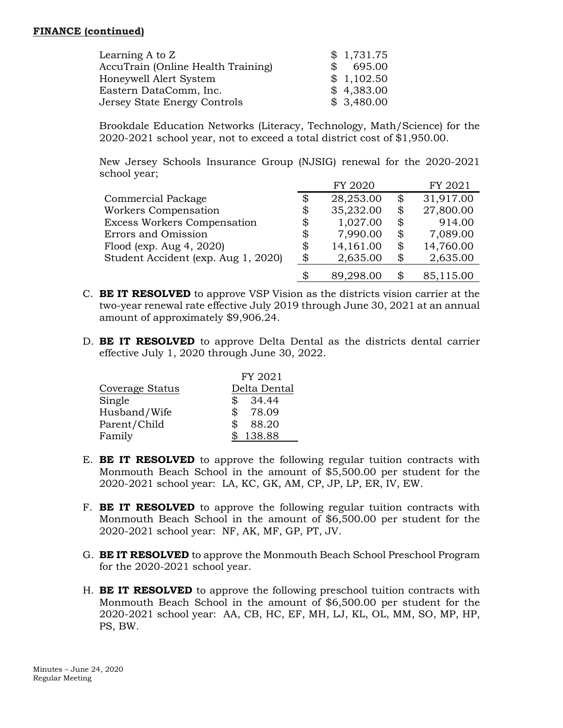**FINANCE (continued)**

| | |
|---|---|
| Learning A to Z | $ 1,731.75 |
| AccuTrain (Online Health Training) | $ 695.00 |
| Honeywell Alert System | $ 1,102.50 |
| Eastern DataComm, Inc. | $ 4,383.00 |
| Jersey State Energy Controls | $ 3,480.00 |

Brookdale Education Networks (Literacy, Technology, Math/Science) for the 2020-2021 school year, not to exceed a total district cost of $1,950.00.

New Jersey Schools Insurance Group (NJSIG) renewal for the 2020-2021 school year;

| | FY 2020 | FY 2021 |
|---|---|---|
| Commercial Package | $ 28,253.00 | $ 31,917.00 |
| Workers Compensation | $ 35,232.00 | $ 27,800.00 |
| Excess Workers Compensation | $ 1,027.00 | $ 914.00 |
| Errors and Omission | $ 7,990.00 | $ 7,089.00 |
| Flood (exp. Aug 4, 2020) | $ 14,161.00 | $ 14,760.00 |
| Student Accident (exp. Aug 1, 2020) | $ 2,635.00 | $ 2,635.00 |
| | $ 89,298.00 | $ 85,115.00 |

C. **BE IT RESOLVED** to approve VSP Vision as the districts vision carrier at the two-year renewal rate effective July 2019 through June 30, 2021 at an annual amount of approximately $9,906.24.

D. **BE IT RESOLVED** to approve Delta Dental as the districts dental carrier effective July 1, 2020 through June 30, 2022.

| Coverage Status | FY 2021 Delta Dental |
|---|---|
| Single | $ 34.44 |
| Husband/Wife | $ 78.09 |
| Parent/Child | $ 88.20 |
| Family | $ 138.88 |

E. **BE IT RESOLVED** to approve the following regular tuition contracts with Monmouth Beach School in the amount of $5,500.00 per student for the 2020-2021 school year: LA, KC, GK, AM, CP, JP, LP, ER, IV, EW.

F. **BE IT RESOLVED** to approve the following regular tuition contracts with Monmouth Beach School in the amount of $6,500.00 per student for the 2020-2021 school year: NF, AK, MF, GP, PT, JV.

G. **BE IT RESOLVED** to approve the Monmouth Beach School Preschool Program for the 2020-2021 school year.

H. **BE IT RESOLVED** to approve the following preschool tuition contracts with Monmouth Beach School in the amount of $6,500.00 per student for the 2020-2021 school year: AA, CB, HC, EF, MH, LJ, KL, OL, MM, SO, MP, HP, PS, BW.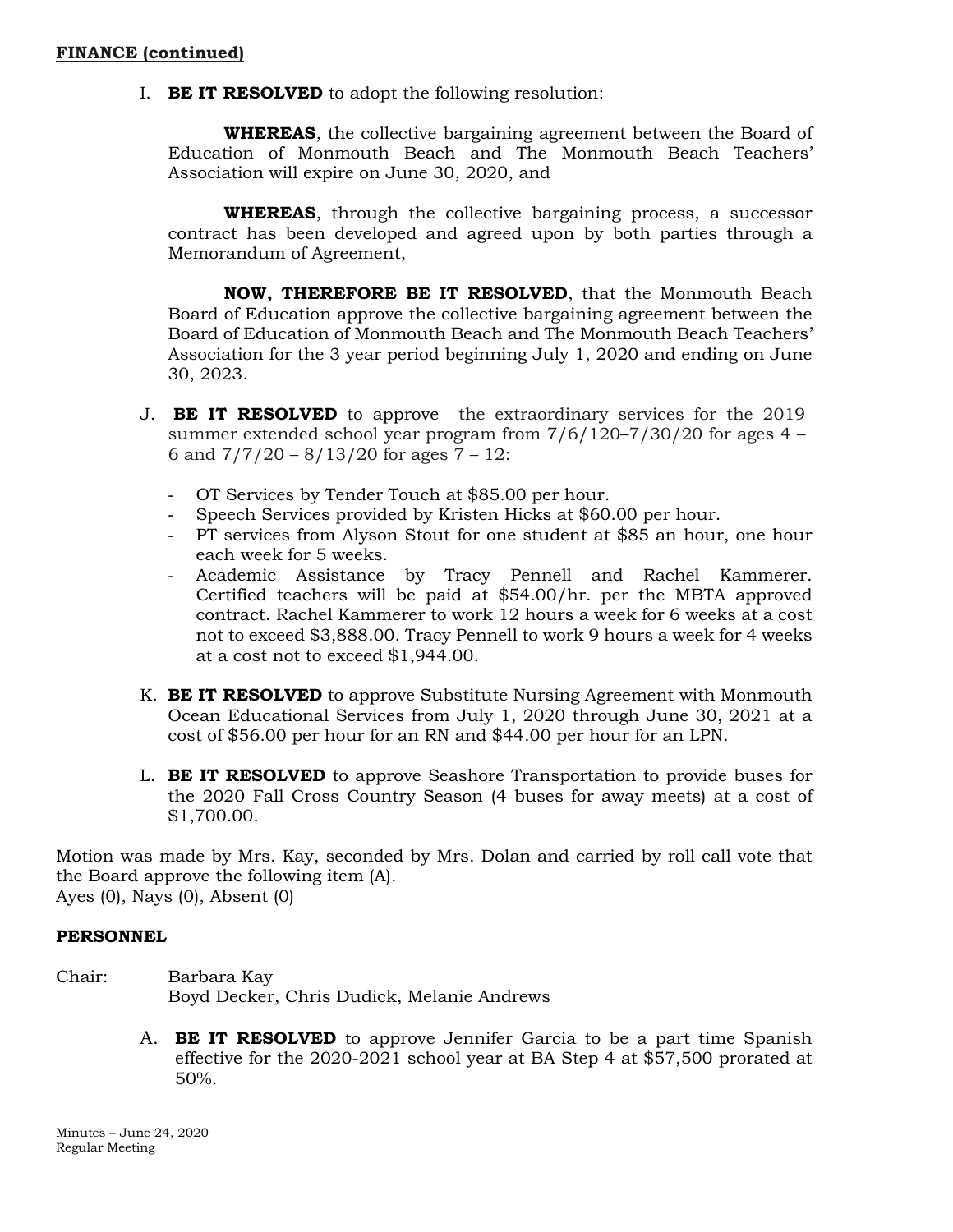**FINANCE (continued)**

I. **BE IT RESOLVED** to adopt the following resolution:

**WHEREAS**, the collective bargaining agreement between the Board of Education of Monmouth Beach and The Monmouth Beach Teachers' Association will expire on June 30, 2020, and

**WHEREAS**, through the collective bargaining process, a successor contract has been developed and agreed upon by both parties through a Memorandum of Agreement,

**NOW, THEREFORE BE IT RESOLVED**, that the Monmouth Beach Board of Education approve the collective bargaining agreement between the Board of Education of Monmouth Beach and The Monmouth Beach Teachers' Association for the 3 year period beginning July 1, 2020 and ending on June 30, 2023.

J. **BE IT RESOLVED** to approve the extraordinary services for the 2019 summer extended school year program from 7/6/120–7/30/20 for ages 4 – 6 and 7/7/20 – 8/13/20 for ages 7 – 12:

- OT Services by Tender Touch at $85.00 per hour.
- Speech Services provided by Kristen Hicks at $60.00 per hour.
- PT services from Alyson Stout for one student at $85 an hour, one hour each week for 5 weeks.
- Academic Assistance by Tracy Pennell and Rachel Kammerer. Certified teachers will be paid at $54.00/hr. per the MBTA approved contract. Rachel Kammerer to work 12 hours a week for 6 weeks at a cost not to exceed $3,888.00. Tracy Pennell to work 9 hours a week for 4 weeks at a cost not to exceed $1,944.00.

K. **BE IT RESOLVED** to approve Substitute Nursing Agreement with Monmouth Ocean Educational Services from July 1, 2020 through June 30, 2021 at a cost of $56.00 per hour for an RN and $44.00 per hour for an LPN.

L. **BE IT RESOLVED** to approve Seashore Transportation to provide buses for the 2020 Fall Cross Country Season (4 buses for away meets) at a cost of $1,700.00.

Motion was made by Mrs. Kay, seconded by Mrs. Dolan and carried by roll call vote that the Board approve the following item (A).
Ayes (0), Nays (0), Absent (0)

**PERSONNEL**

Chair: Barbara Kay
Boyd Decker, Chris Dudick, Melanie Andrews

A. **BE IT RESOLVED** to approve Jennifer Garcia to be a part time Spanish effective for the 2020-2021 school year at BA Step 4 at $57,500 prorated at 50%.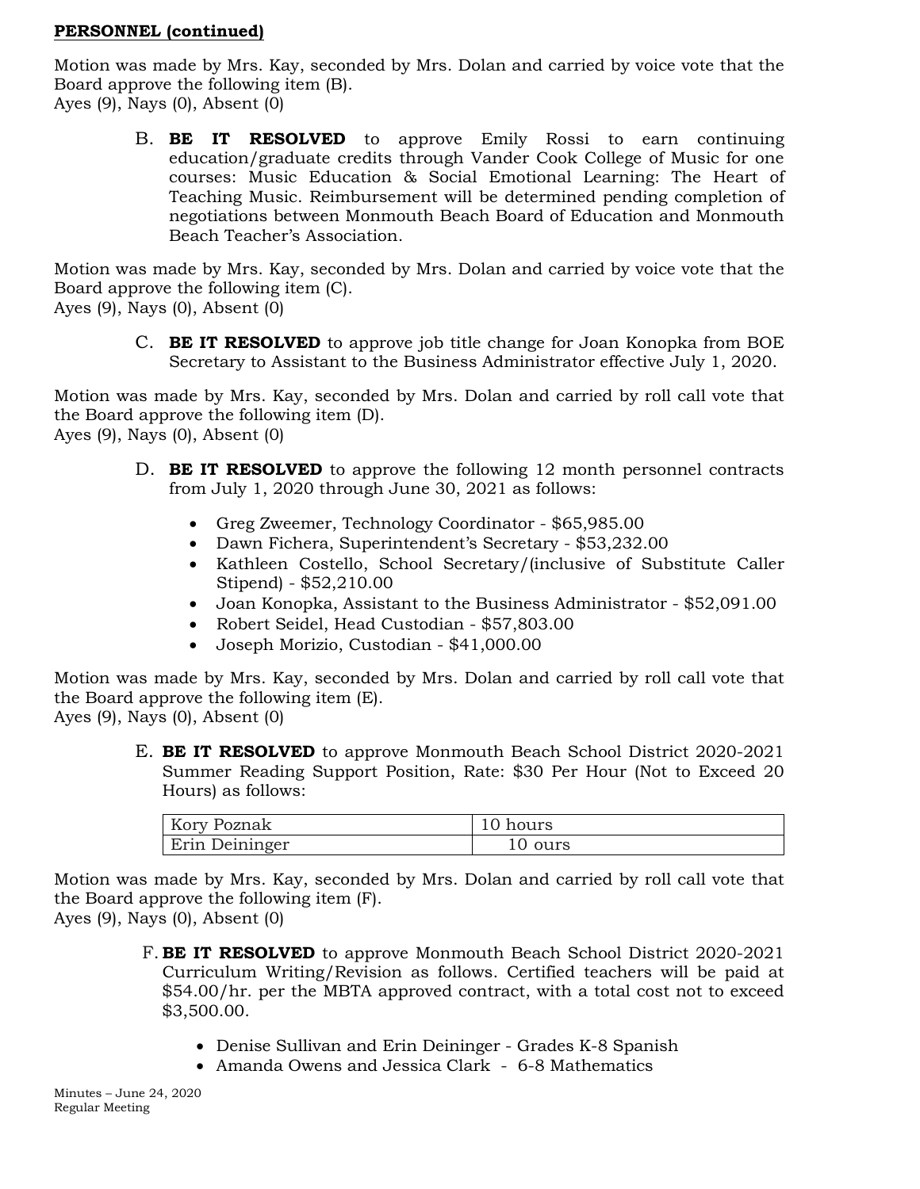**PERSONNEL (continued)**

Motion was made by Mrs. Kay, seconded by Mrs. Dolan and carried by voice vote that the Board approve the following item (B).
Ayes (9), Nays (0), Absent (0)

B. **BE IT RESOLVED** to approve Emily Rossi to earn continuing education/graduate credits through Vander Cook College of Music for one courses: Music Education & Social Emotional Learning: The Heart of Teaching Music. Reimbursement will be determined pending completion of negotiations between Monmouth Beach Board of Education and Monmouth Beach Teacher's Association.

Motion was made by Mrs. Kay, seconded by Mrs. Dolan and carried by voice vote that the Board approve the following item (C).
Ayes (9), Nays (0), Absent (0)

C. **BE IT RESOLVED** to approve job title change for Joan Konopka from BOE Secretary to Assistant to the Business Administrator effective July 1, 2020.

Motion was made by Mrs. Kay, seconded by Mrs. Dolan and carried by roll call vote that the Board approve the following item (D).
Ayes (9), Nays (0), Absent (0)

D. **BE IT RESOLVED** to approve the following 12 month personnel contracts from July 1, 2020 through June 30, 2021 as follows:

- Greg Zweemer, Technology Coordinator - $65,985.00
- Dawn Fichera, Superintendent's Secretary - $53,232.00
- Kathleen Costello, School Secretary/(inclusive of Substitute Caller Stipend) - $52,210.00
- Joan Konopka, Assistant to the Business Administrator - $52,091.00
- Robert Seidel, Head Custodian - $57,803.00
- Joseph Morizio, Custodian - $41,000.00

Motion was made by Mrs. Kay, seconded by Mrs. Dolan and carried by roll call vote that the Board approve the following item (E).
Ayes (9), Nays (0), Absent (0)

E. **BE IT RESOLVED** to approve Monmouth Beach School District 2020-2021 Summer Reading Support Position, Rate: $30 Per Hour (Not to Exceed 20 Hours) as follows:

| Kory Poznak | 10 hours |
|---|---|
| Erin Deininger | 10 ours |

Motion was made by Mrs. Kay, seconded by Mrs. Dolan and carried by roll call vote that the Board approve the following item (F).
Ayes (9), Nays (0), Absent (0)

F. **BE IT RESOLVED** to approve Monmouth Beach School District 2020-2021 Curriculum Writing/Revision as follows. Certified teachers will be paid at $54.00/hr. per the MBTA approved contract, with a total cost not to exceed $3,500.00.

- Denise Sullivan and Erin Deininger - Grades K-8 Spanish
- Amanda Owens and Jessica Clark - 6-8 Mathematics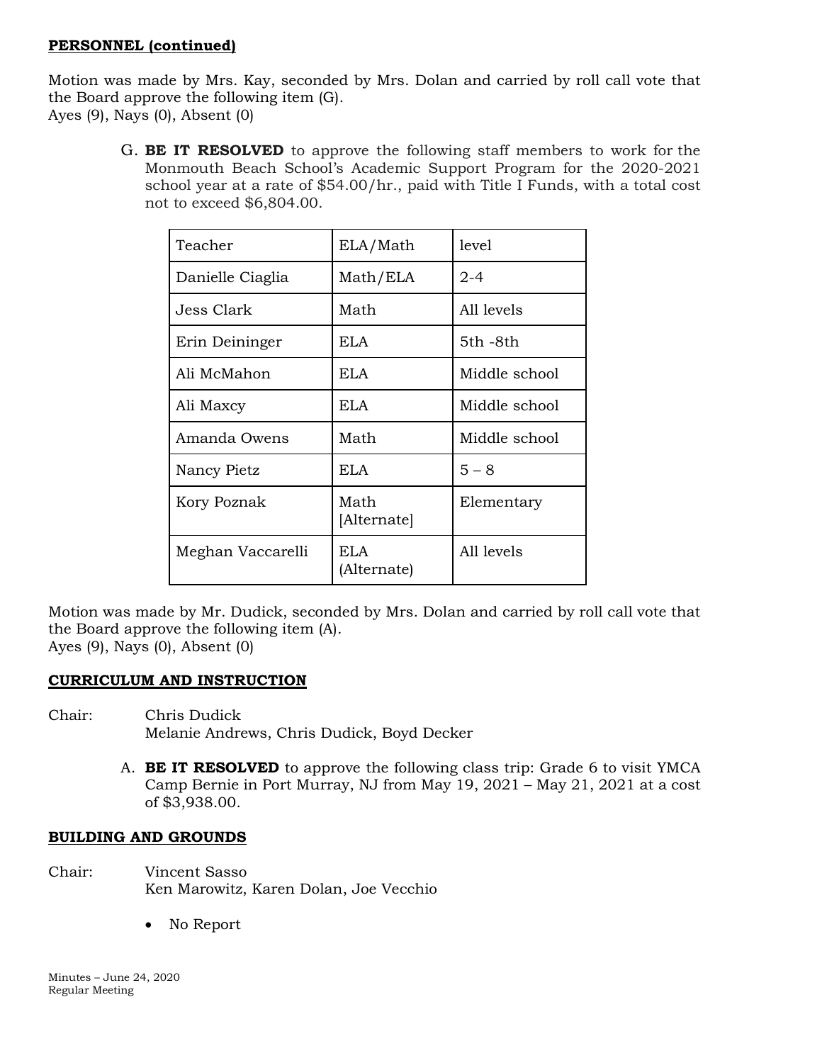**PERSONNEL (continued)**

Motion was made by Mrs. Kay, seconded by Mrs. Dolan and carried by roll call vote that the Board approve the following item (G).
Ayes (9), Nays (0), Absent (0)

G. **BE IT RESOLVED** to approve the following staff members to work for the Monmouth Beach School's Academic Support Program for the 2020-2021 school year at a rate of $54.00/hr., paid with Title I Funds, with a total cost not to exceed $6,804.00.

| Teacher | ELA/Math | level |
|---|---|---|
| Danielle Ciaglia | Math/ELA | 2-4 |
| Jess Clark | Math | All levels |
| Erin Deininger | ELA | 5th -8th |
| Ali McMahon | ELA | Middle school |
| Ali Maxcy | ELA | Middle school |
| Amanda Owens | Math | Middle school |
| Nancy Pietz | ELA | 5 – 8 |
| Kory Poznak | Math [Alternate] | Elementary |
| Meghan Vaccarelli | ELA (Alternate) | All levels |

Motion was made by Mr. Dudick, seconded by Mrs. Dolan and carried by roll call vote that the Board approve the following item (A).
Ayes (9), Nays (0), Absent (0)

**CURRICULUM AND INSTRUCTION**

Chair: Chris Dudick
Melanie Andrews, Chris Dudick, Boyd Decker

A. **BE IT RESOLVED** to approve the following class trip: Grade 6 to visit YMCA Camp Bernie in Port Murray, NJ from May 19, 2021 – May 21, 2021 at a cost of $3,938.00.

**BUILDING AND GROUNDS**

Chair: Vincent Sasso
Ken Marowitz, Karen Dolan, Joe Vecchio

- No Report

Minutes – June 24, 2020
Regular Meeting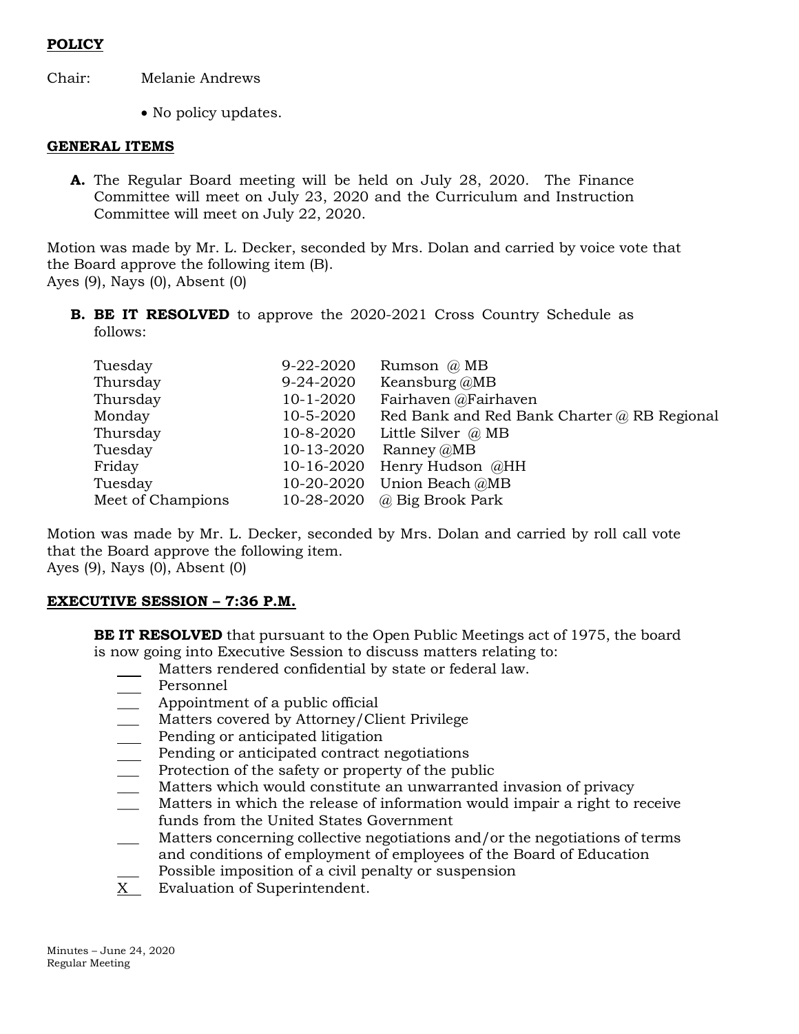**POLICY**

Chair: Melanie Andrews

- No policy updates.

**GENERAL ITEMS**

**A.** The Regular Board meeting will be held on July 28, 2020. The Finance Committee will meet on July 23, 2020 and the Curriculum and Instruction Committee will meet on July 22, 2020.

Motion was made by Mr. L. Decker, seconded by Mrs. Dolan and carried by voice vote that the Board approve the following item (B).
Ayes (9), Nays (0), Absent (0)

**B. BE IT RESOLVED** to approve the 2020-2021 Cross Country Schedule as follows:

| | | |
|---|---|---|
| Tuesday | 9-22-2020 | Rumson @ MB |
| Thursday | 9-24-2020 | Keansburg @MB |
| Thursday | 10-1-2020 | Fairhaven @Fairhaven |
| Monday | 10-5-2020 | Red Bank and Red Bank Charter @ RB Regional |
| Thursday | 10-8-2020 | Little Silver @ MB |
| Tuesday | 10-13-2020 | Ranney @MB |
| Friday | 10-16-2020 | Henry Hudson @HH |
| Tuesday | 10-20-2020 | Union Beach @MB |
| Meet of Champions | 10-28-2020 | @ Big Brook Park |

Motion was made by Mr. L. Decker, seconded by Mrs. Dolan and carried by roll call vote that the Board approve the following item.
Ayes (9), Nays (0), Absent (0)

**EXECUTIVE SESSION – 7:36 P.M.**

**BE IT RESOLVED** that pursuant to the Open Public Meetings act of 1975, the board is now going into Executive Session to discuss matters relating to:

___ Matters rendered confidential by state or federal law.
___ Personnel
___ Appointment of a public official
___ Matters covered by Attorney/Client Privilege
___ Pending or anticipated litigation
___ Pending or anticipated contract negotiations
___ Protection of the safety or property of the public
___ Matters which would constitute an unwarranted invasion of privacy
___ Matters in which the release of information would impair a right to receive funds from the United States Government
___ Matters concerning collective negotiations and/or the negotiations of terms and conditions of employment of employees of the Board of Education
___ Possible imposition of a civil penalty or suspension
X Evaluation of Superintendent.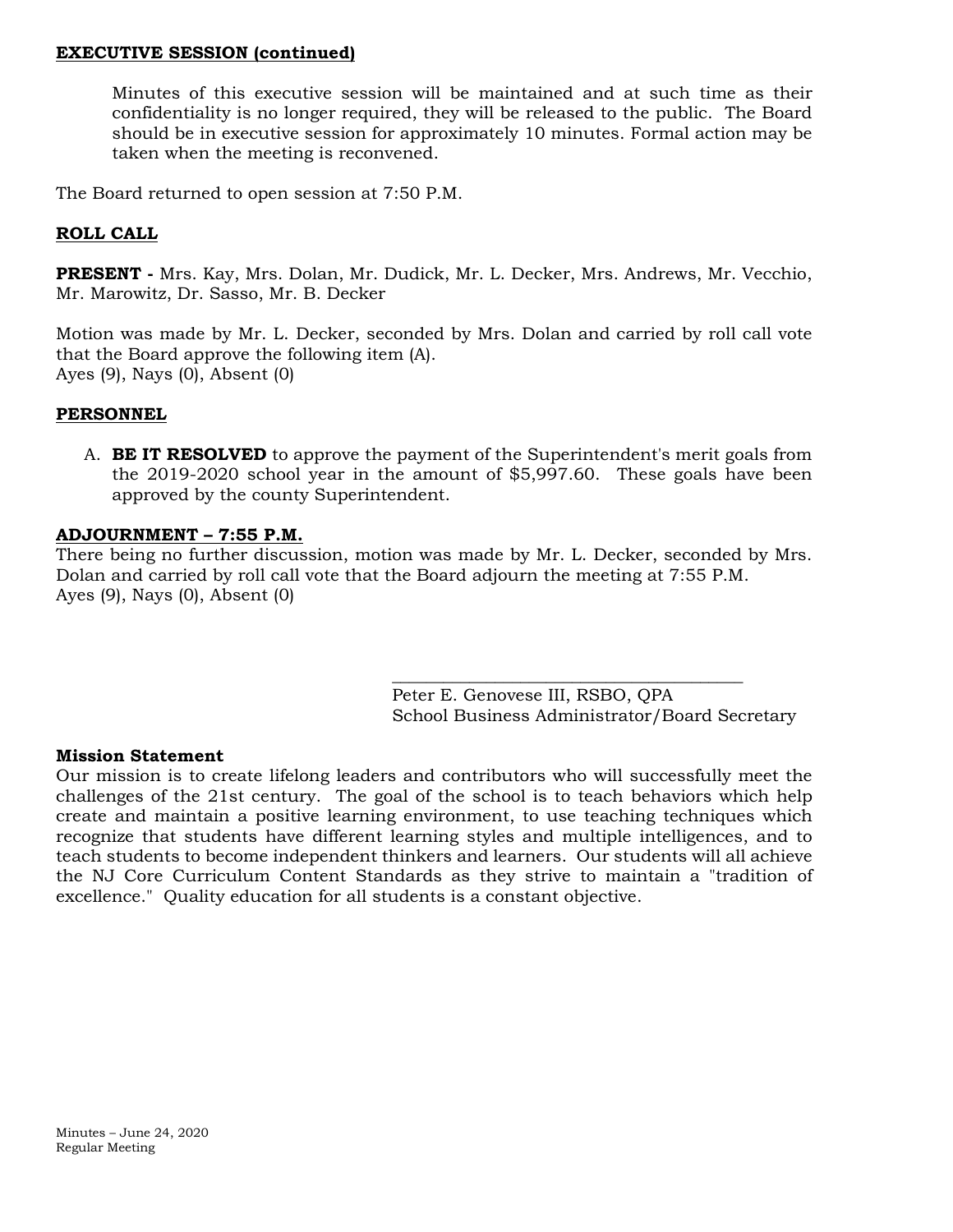**EXECUTIVE SESSION (continued)**

Minutes of this executive session will be maintained and at such time as their confidentiality is no longer required, they will be released to the public. The Board should be in executive session for approximately 10 minutes. Formal action may be taken when the meeting is reconvened.

The Board returned to open session at 7:50 P.M.

**ROLL CALL**

**PRESENT -** Mrs. Kay, Mrs. Dolan, Mr. Dudick, Mr. L. Decker, Mrs. Andrews, Mr. Vecchio, Mr. Marowitz, Dr. Sasso, Mr. B. Decker

Motion was made by Mr. L. Decker, seconded by Mrs. Dolan and carried by roll call vote that the Board approve the following item (A).
Ayes (9), Nays (0), Absent (0)

**PERSONNEL**

A. **BE IT RESOLVED** to approve the payment of the Superintendent's merit goals from the 2019-2020 school year in the amount of $5,997.60. These goals have been approved by the county Superintendent.

**ADJOURNMENT – 7:55 P.M.**

There being no further discussion, motion was made by Mr. L. Decker, seconded by Mrs. Dolan and carried by roll call vote that the Board adjourn the meeting at 7:55 P.M.
Ayes (9), Nays (0), Absent (0)

\_\_\_\_\_\_\_\_\_\_\_\_\_\_\_\_\_\_\_\_\_\_\_\_\_\_\_\_\_\_\_\_\_\_\_\_\_\_\_\_
Peter E. Genovese III, RSBO, QPA
School Business Administrator/Board Secretary

**Mission Statement**

Our mission is to create lifelong leaders and contributors who will successfully meet the challenges of the 21st century. The goal of the school is to teach behaviors which help create and maintain a positive learning environment, to use teaching techniques which recognize that students have different learning styles and multiple intelligences, and to teach students to become independent thinkers and learners. Our students will all achieve the NJ Core Curriculum Content Standards as they strive to maintain a "tradition of excellence." Quality education for all students is a constant objective.